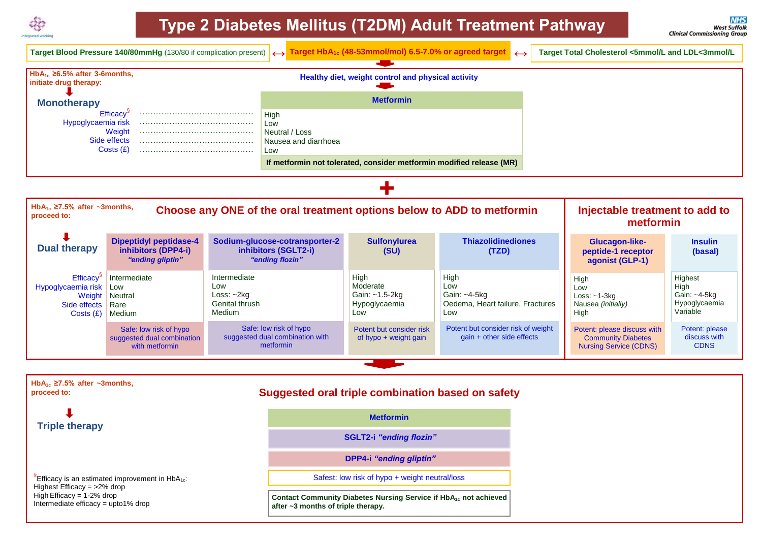# Type 2 Diabetes Mellitus (T2DM) Adult Treatment Pathway

NHS West Suffolk Clinical Commissioning Group

integrated working

**Target Blood Pressure 140/80mmHg** (130/80 if complication present) ↔ **Target $HbA_{1c}$ (48-53mmol/mol) 6.5-7.0% or agreed target** ↔ **Target Total Cholesterol <5mmol/L and LDL<3mmol/L**

---

**$HbA_{1c}$ ≥6.5% after 3-6months, initiate drug therapy:**

**Healthy diet, weight control and physical activity**

## Monotherapy

| | Metformin |
|---|---|
| Efficacy[§] | High |
| Hypoglycaemia risk | Low |
| Weight | Neutral / Loss |
| Side effects | Nausea and diarrhoea |
| Costs (£) | Low |
| | **If metformin not tolerated, consider metformin modified release (MR)** |

**+**

---

**$HbA_{1c}$ ≥7.5% after ~3months, proceed to:**

## Dual therapy

**Choose any ONE of the oral treatment options below to ADD to metformin** | **Injectable treatment to add to metformin**

| | Dipeptidyl peptidase-4 inhibitors (DPP4-i) *"ending gliptin"* | Sodium-glucose-cotransporter-2 inhibitors (SGLT2-i) *"ending flozin"* | Sulfonylurea (SU) | Thiazolidinediones (TZD) | Glucagon-like-peptide-1 receptor agonist (GLP-1) | Insulin (basal) |
|---|---|---|---|---|---|---|
| Efficacy[§] | Intermediate | Intermediate | High | High | High | Highest |
| Hypoglycaemia risk | Low | Low | Moderate | Low | Low | High |
| Weight | Neutral | Loss: ~2kg | Gain: ~1.5-2kg | Gain: ~4-5kg | Loss: ~1-3kg | Gain: ~4-5kg |
| Side effects | Rare | Genital thrush | Hypoglycaemia | Oedema, Heart failure, Fractures | Nausea *(initially)* | Hypoglycaemia |
| Costs (£) | Medium | Medium | Low | Low | High | Variable |
| | Safe: low risk of hypo suggested dual combination with metformin | Safe: low risk of hypo suggested dual combination with metformin | Potent but consider risk of hypo + weight gain | Potent but consider risk of weight gain + other side effects | Potent: please discuss with Community Diabetes Nursing Service (CDNS) | Potent: please discuss with CDNS |

---

**$HbA_{1c}$ ≥7.5% after ~3months, proceed to:**

## Triple therapy

**Suggested oral triple combination based on safety**

- **Metformin**
- **SGLT2-i *"ending flozin"***
- **DPP4-i *"ending gliptin"***

Safest: low risk of hypo + weight neutral/loss

**Contact Community Diabetes Nursing Service if $HbA_{1c}$ not achieved after ~3 months of triple therapy.**

[§]Efficacy is an estimated improvement in $HbA_{1c}$:
Highest Efficacy = >2% drop
High Efficacy = 1-2% drop
Intermediate efficacy = upto1% drop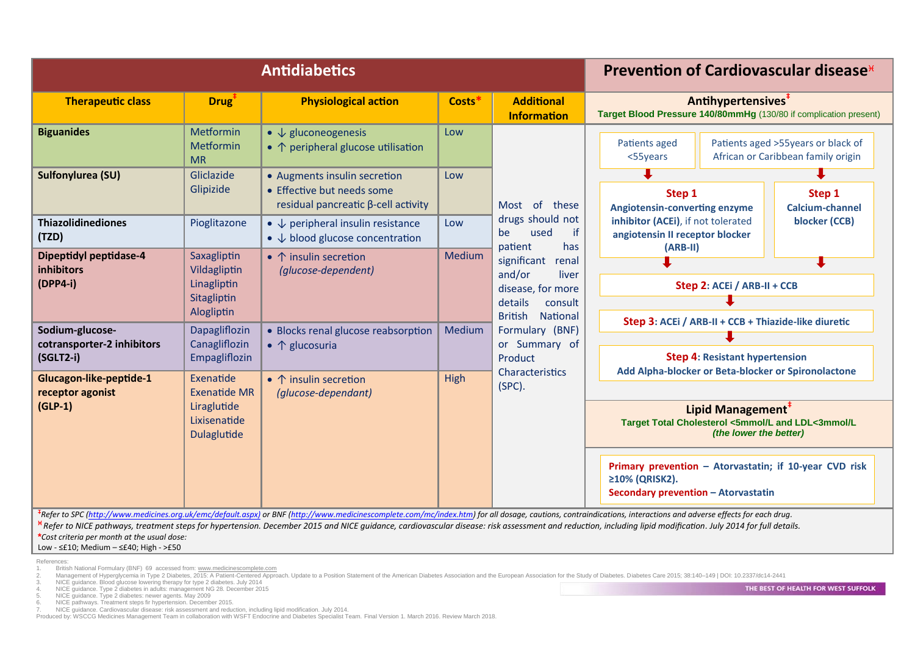## Antidiabetics

| Therapeutic class | Drug‡ | Physiological action | Costs* | Additional Information |
|---|---|---|---|---|
| **Biguanides** | Metformin<br>Metformin MR | • ↓ gluconeogenesis<br>• ↑ peripheral glucose utilisation | Low | Most of these drugs should not be used if patient has significant renal and/or liver disease, for more details consult British National Formulary (BNF) or Summary of Product Characteristics (SPC). |
| **Sulfonylurea (SU)** | Gliclazide<br>Glipizide | • Augments insulin secretion<br>• Effective but needs some residual pancreatic β-cell activity | Low | |
| **Thiazolidinediones (TZD)** | Pioglitazone | • ↓ peripheral insulin resistance<br>• ↓ blood glucose concentration | Low | |
| **Dipeptidyl peptidase-4 inhibitors (DPP4-i)** | Saxagliptin<br>Vildagliptin<br>Linagliptin<br>Sitagliptin<br>Alogliptin | • ↑ insulin secretion *(glucose-dependent)* | Medium | |
| **Sodium-glucose-cotransporter-2 inhibitors (SGLT2-i)** | Dapagliflozin<br>Canagliflozin<br>Empagliflozin | • Blocks renal glucose reabsorption<br>• ↑ glucosuria | Medium | |
| **Glucagon-like-peptide-1 receptor agonist (GLP-1)** | Exenatide<br>Exenatide MR<br>Liraglutide<br>Lixisenatide<br>Dulaglutide | • ↑ insulin secretion *(glucose-dependant)* | High | |

## Prevention of Cardiovascular disease¥

### Antihypertensives‡

**Target Blood Pressure 140/80mmHg** (130/80 if complication present)

Patients aged <55years → **Step 1** **Angiotensin-converting enzyme inhibitor (ACEi)**, if not tolerated **angiotensin II receptor blocker (ARB-II)**

Patients aged >55years or black of African or Caribbean family origin → **Step 1** **Calcium-channel blocker (CCB)**

↓

**Step 2: ACEi / ARB-II + CCB**

↓

**Step 3: ACEi / ARB-II + CCB + Thiazide-like diuretic**

↓

**Step 4: Resistant hypertension**
**Add Alpha-blocker or Beta-blocker or Spironolactone**

### Lipid Management‡

**Target Total Cholesterol <5mmol/L and LDL<3mmol/L**
*(the lower the better)*

**Primary prevention – Atorvastatin; if 10-year CVD risk ≥10% (QRISK2).**
**Secondary prevention – Atorvastatin**

---

*‡Refer to SPC (http://www.medicines.org.uk/emc/default.aspx) or BNF (http://www.medicinescomplete.com/mc/index.htm) for all dosage, cautions, contraindications, interactions and adverse effects for each drug.*
*¥ Refer to NICE pathways, treatment steps for hypertension. December 2015 and NICE guidance, cardiovascular disease: risk assessment and reduction, including lipid modification. July 2014 for full details.*
*\*Cost criteria per month at the usual dose:*
Low - ≤£10; Medium – ≤£40; High - >£50

References:
1. British National Formulary (BNF) 69 accessed from: www.medicinescomplete.com
2. Management of Hyperglycemia in Type 2 Diabetes, 2015: A Patient-Centered Approach. Update to a Position Statement of the American Diabetes Association and the European Association for the Study of Diabetes. Diabetes Care 2015; 38:140–149 | DOI: 10.2337/dc14-2441
3. NICE guidance. Blood glucose lowering therapy for type 2 diabetes. July 2014
4. NICE guidance. Type 2 diabetes in adults: management NG 28. December 2015
5. NICE guidance. Type 2 diabetes: newer agents. May 2009
6. NICE pathways. Treatment steps fir hypertension. December 2015.
7. NICE guidance. Cardiovascular disease: risk assessment and reduction, including lipid modification. July 2014.

Produced by: WSCCG Medicines Management Team in collaboration with WSFT Endocrine and Diabetes Specialist Team. Final Version 1. March 2016. Review March 2018.

THE BEST OF HEALTH FOR WEST SUFFOLK